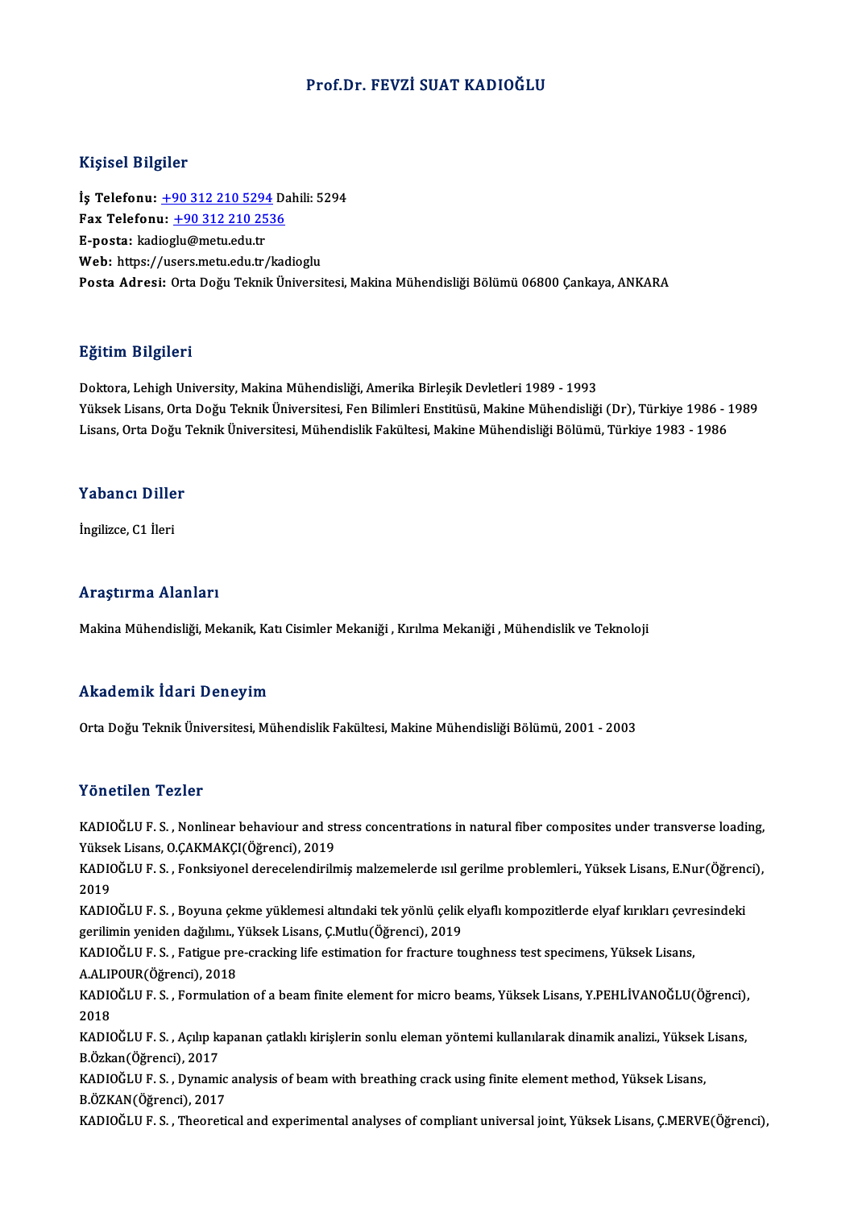# Prof.Dr. FEVZİ SUAT KADIOĞLU

## Kişisel Bilgiler

**İş Telefonu:** +90 312 210 5294 Dahili: 5294
**Fax Telefonu:** +90 312 210 2536
**E-posta:** kadioglu@metu.edu.tr
**Web:** https://users.metu.edu.tr/kadioglu
**Posta Adresi:** Orta Doğu Teknik Üniversitesi, Makina Mühendisliği Bölümü 06800 Çankaya, ANKARA

## Eğitim Bilgileri

Doktora, Lehigh University, Makina Mühendisliği, Amerika Birleşik Devletleri 1989 - 1993
Yüksek Lisans, Orta Doğu Teknik Üniversitesi, Fen Bilimleri Enstitüsü, Makine Mühendisliği (Dr), Türkiye 1986 - 1989
Lisans, Orta Doğu Teknik Üniversitesi, Mühendislik Fakültesi, Makine Mühendisliği Bölümü, Türkiye 1983 - 1986

## Yabancı Diller

İngilizce, C1 İleri

## Araştırma Alanları

Makina Mühendisliği, Mekanik, Katı Cisimler Mekaniği , Kırılma Mekaniği , Mühendislik ve Teknoloji

## Akademik İdari Deneyim

Orta Doğu Teknik Üniversitesi, Mühendislik Fakültesi, Makine Mühendisliği Bölümü, 2001 - 2003

## Yönetilen Tezler

KADIOĞLU F. S. , Nonlinear behaviour and stress concentrations in natural fiber composites under transverse loading, Yüksek Lisans, O.ÇAKMAKÇI(Öğrenci), 2019

KADIOĞLU F. S. , Fonksiyonel derecelendirilmiş malzemelerde ısıl gerilme problemleri., Yüksek Lisans, E.Nur(Öğrenci), 2019

KADIOĞLU F. S. , Boyuna çekme yüklemesi altındaki tek yönlü çelik elyaflı kompozitlerde elyaf kırıkları çevresindeki gerilimin yeniden dağılımı., Yüksek Lisans, Ç.Mutlu(Öğrenci), 2019

KADIOĞLU F. S. , Fatigue pre-cracking life estimation for fracture toughness test specimens, Yüksek Lisans, A.ALIPOUR(Öğrenci), 2018

KADIOĞLU F. S. , Formulation of a beam finite element for micro beams, Yüksek Lisans, Y.PEHLİVANOĞLU(Öğrenci), 2018

KADIOĞLU F. S. , Açılıp kapanan çatlaklı kirişlerin sonlu eleman yöntemi kullanılarak dinamik analizi., Yüksek Lisans, B.Özkan(Öğrenci), 2017

KADIOĞLU F. S. , Dynamic analysis of beam with breathing crack using finite element method, Yüksek Lisans, B.ÖZKAN(Öğrenci), 2017

KADIOĞLU F. S. , Theoretical and experimental analyses of compliant universal joint, Yüksek Lisans, Ç.MERVE(Öğrenci),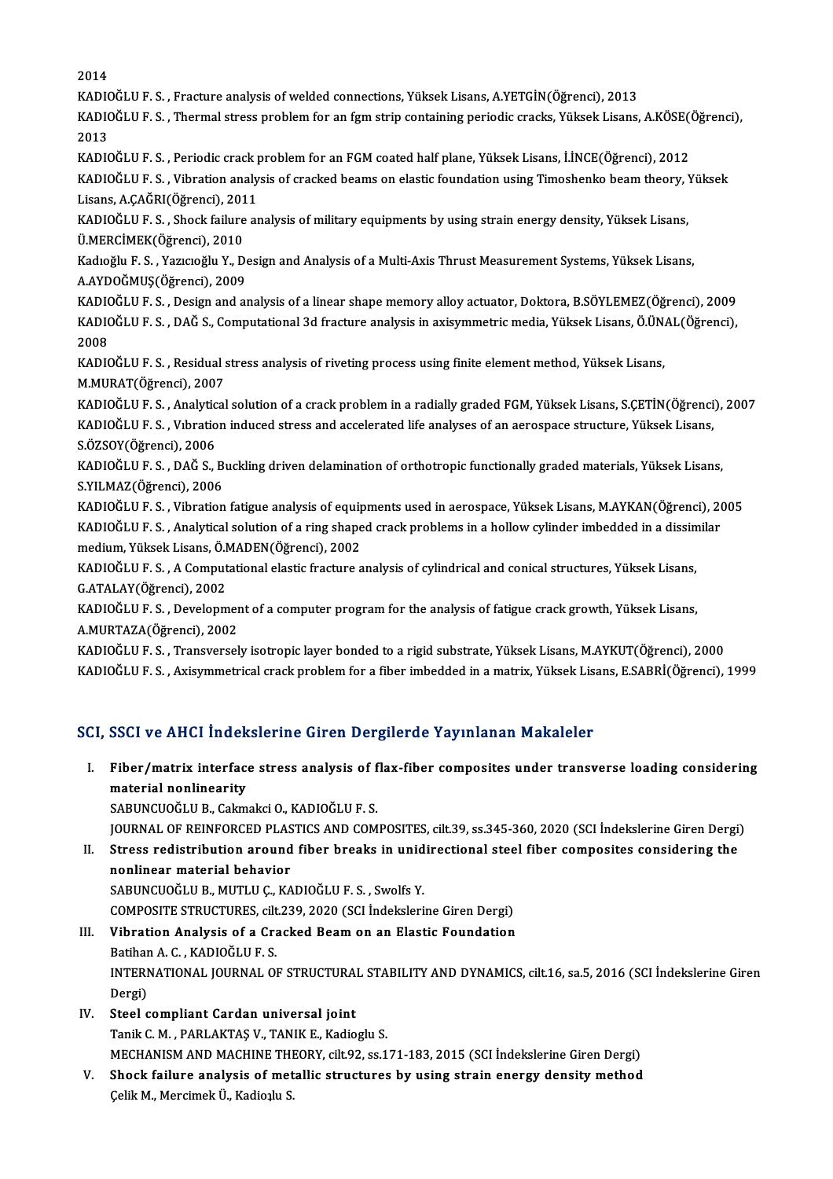2014

KADIOĞLU F. S. , Fracture analysis of welded connections, Yüksek Lisans, A.YETGİN(Öğrenci), 2013

KADIOĞLU F. S. , Thermal stress problem for an fgm strip containing periodic cracks, Yüksek Lisans, A.KÖSE(Öğrenci), 2013

KADIOĞLU F. S. , Periodic crack problem for an FGM coated half plane, Yüksek Lisans, İ.İNCE(Öğrenci), 2012

KADIOĞLU F. S. , Vibration analysis of cracked beams on elastic foundation using Timoshenko beam theory, Yüksek Lisans, A.ÇAĞRI(Öğrenci), 2011

KADIOĞLU F. S. , Shock failure analysis of military equipments by using strain energy density, Yüksek Lisans, Ü.MERCİMEK(Öğrenci), 2010

Kadıoğlu F. S. , Yazıcıoğlu Y., Design and Analysis of a Multi-Axis Thrust Measurement Systems, Yüksek Lisans, A.AYDOĞMUŞ(Öğrenci), 2009

KADIOĞLU F. S. , Design and analysis of a linear shape memory alloy actuator, Doktora, B.SÖYLEMEZ(Öğrenci), 2009

KADIOĞLU F. S. , DAĞ S., Computational 3d fracture analysis in axisymmetric media, Yüksek Lisans, Ö.ÜNAL(Öğrenci), 2008

KADIOĞLU F. S. , Residual stress analysis of riveting process using finite element method, Yüksek Lisans, M.MURAT(Öğrenci), 2007

KADIOĞLU F. S. , Analytical solution of a crack problem in a radially graded FGM, Yüksek Lisans, S.ÇETİN(Öğrenci), 2007

KADIOĞLU F. S. , Vıbration induced stress and accelerated life analyses of an aerospace structure, Yüksek Lisans, S.ÖZSOY(Öğrenci), 2006

KADIOĞLU F. S. , DAĞ S., Buckling driven delamination of orthotropic functionally graded materials, Yüksek Lisans, S.YILMAZ(Öğrenci), 2006

KADIOĞLU F. S. , Vibration fatigue analysis of equipments used in aerospace, Yüksek Lisans, M.AYKAN(Öğrenci), 2005

KADIOĞLU F. S. , Analytical solution of a ring shaped crack problems in a hollow cylinder imbedded in a dissimilar medium, Yüksek Lisans, Ö.MADEN(Öğrenci), 2002

KADIOĞLU F. S. , A Computational elastic fracture analysis of cylindrical and conical structures, Yüksek Lisans, G.ATALAY(Öğrenci), 2002

KADIOĞLU F. S. , Development of a computer program for the analysis of fatigue crack growth, Yüksek Lisans, A.MURTAZA(Öğrenci), 2002

KADIOĞLU F. S. , Transversely isotropic layer bonded to a rigid substrate, Yüksek Lisans, M.AYKUT(Öğrenci), 2000

KADIOĞLU F. S. , Axisymmetrical crack problem for a fiber imbedded in a matrix, Yüksek Lisans, E.SABRİ(Öğrenci), 1999

## SCI, SSCI ve AHCI İndekslerine Giren Dergilerde Yayınlanan Makaleler

I. **Fiber/matrix interface stress analysis of flax-fiber composites under transverse loading considering material nonlinearity**
   SABUNCUOĞLU B., Cakmakci O., KADIOĞLU F. S.
   JOURNAL OF REINFORCED PLASTICS AND COMPOSITES, cilt.39, ss.345-360, 2020 (SCI İndekslerine Giren Dergi)

II. **Stress redistribution around fiber breaks in unidirectional steel fiber composites considering the nonlinear material behavior**
   SABUNCUOĞLU B., MUTLU Ç., KADIOĞLU F. S. , Swolfs Y.
   COMPOSITE STRUCTURES, cilt.239, 2020 (SCI İndekslerine Giren Dergi)

III. **Vibration Analysis of a Cracked Beam on an Elastic Foundation**
   Batihan A. C. , KADIOĞLU F. S.
   INTERNATIONAL JOURNAL OF STRUCTURAL STABILITY AND DYNAMICS, cilt.16, sa.5, 2016 (SCI İndekslerine Giren Dergi)

IV. **Steel compliant Cardan universal joint**
   Tanik C. M. , PARLAKTAŞ V., TANIK E., Kadioglu S.
   MECHANISM AND MACHINE THEORY, cilt.92, ss.171-183, 2015 (SCI İndekslerine Giren Dergi)

V. **Shock failure analysis of metallic structures by using strain energy density method**
   Çelik M., Mercimek Ü., Kadioļlu S.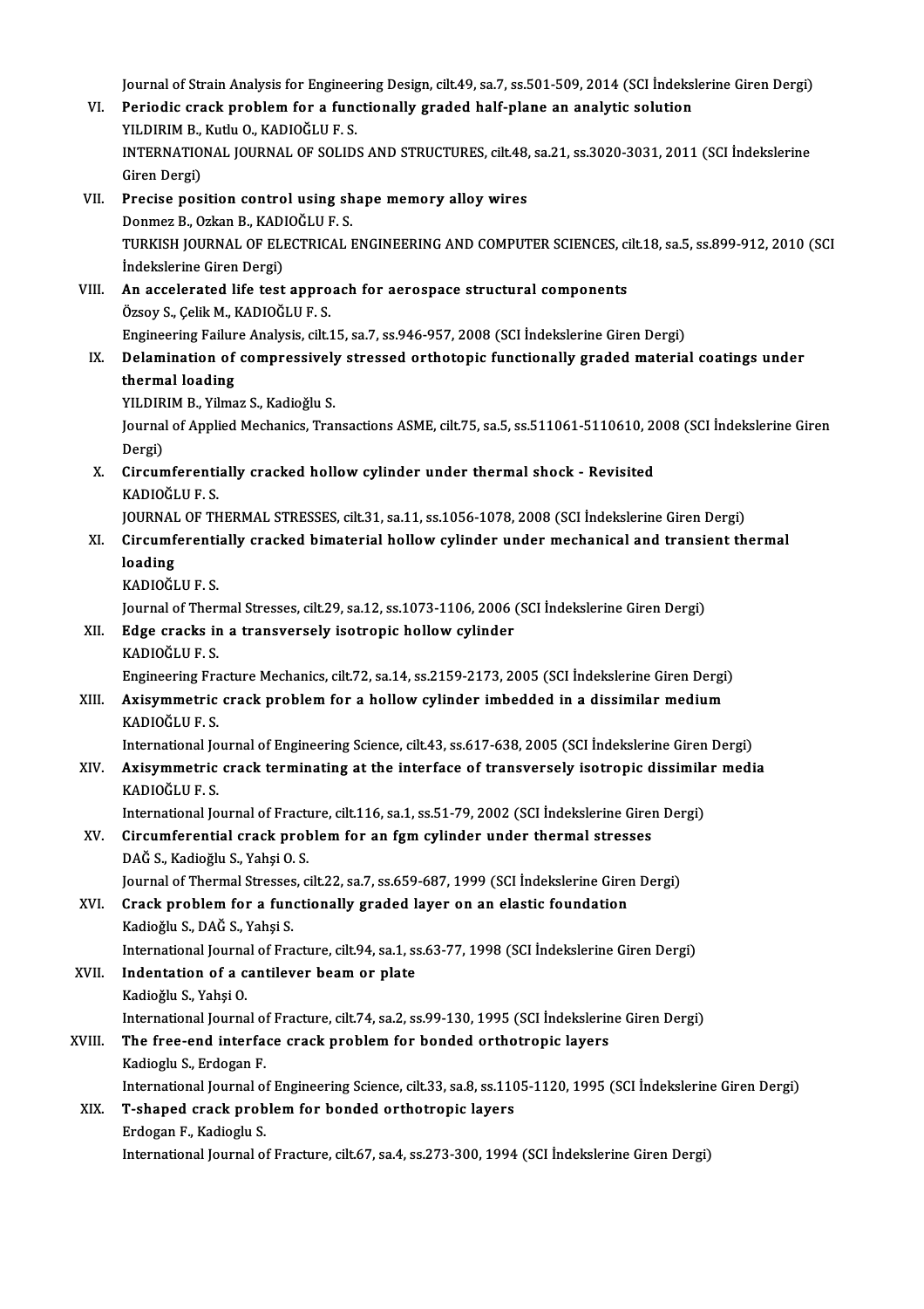Journal of Strain Analysis for Engineering Design, cilt.49, sa.7, ss.501-509, 2014 (SCI İndekslerine Giren Dergi)

VI. **Periodic crack problem for a functionally graded half-plane an analytic solution**
YILDIRIM B., Kutlu O., KADIOĞLU F. S.
INTERNATIONAL JOURNAL OF SOLIDS AND STRUCTURES, cilt.48, sa.21, ss.3020-3031, 2011 (SCI İndekslerine Giren Dergi)

VII. **Precise position control using shape memory alloy wires**
Donmez B., Ozkan B., KADIOĞLU F. S.
TURKISH JOURNAL OF ELECTRICAL ENGINEERING AND COMPUTER SCIENCES, cilt.18, sa.5, ss.899-912, 2010 (SCI İndekslerine Giren Dergi)

VIII. **An accelerated life test approach for aerospace structural components**
Özsoy S., Çelik M., KADIOĞLU F. S.
Engineering Failure Analysis, cilt.15, sa.7, ss.946-957, 2008 (SCI İndekslerine Giren Dergi)

IX. **Delamination of compressively stressed orthotopic functionally graded material coatings under thermal loading**
YILDIRIM B., Yilmaz S., Kadioğlu S.
Journal of Applied Mechanics, Transactions ASME, cilt.75, sa.5, ss.511061-5110610, 2008 (SCI İndekslerine Giren Dergi)

X. **Circumferentially cracked hollow cylinder under thermal shock - Revisited**
KADIOĞLU F. S.
JOURNAL OF THERMAL STRESSES, cilt.31, sa.11, ss.1056-1078, 2008 (SCI İndekslerine Giren Dergi)

XI. **Circumferentially cracked bimaterial hollow cylinder under mechanical and transient thermal loading**
KADIOĞLU F. S.
Journal of Thermal Stresses, cilt.29, sa.12, ss.1073-1106, 2006 (SCI İndekslerine Giren Dergi)

XII. **Edge cracks in a transversely isotropic hollow cylinder**
KADIOĞLU F. S.
Engineering Fracture Mechanics, cilt.72, sa.14, ss.2159-2173, 2005 (SCI İndekslerine Giren Dergi)

XIII. **Axisymmetric crack problem for a hollow cylinder imbedded in a dissimilar medium**
KADIOĞLU F. S.
International Journal of Engineering Science, cilt.43, ss.617-638, 2005 (SCI İndekslerine Giren Dergi)

XIV. **Axisymmetric crack terminating at the interface of transversely isotropic dissimilar media**
KADIOĞLU F. S.
International Journal of Fracture, cilt.116, sa.1, ss.51-79, 2002 (SCI İndekslerine Giren Dergi)

XV. **Circumferential crack problem for an fgm cylinder under thermal stresses**
DAĞ S., Kadioğlu S., Yahşi O. S.
Journal of Thermal Stresses, cilt.22, sa.7, ss.659-687, 1999 (SCI İndekslerine Giren Dergi)

XVI. **Crack problem for a functionally graded layer on an elastic foundation**
Kadioğlu S., DAĞ S., Yahşi S.
International Journal of Fracture, cilt.94, sa.1, ss.63-77, 1998 (SCI İndekslerine Giren Dergi)

XVII. **Indentation of a cantilever beam or plate**
Kadioğlu S., Yahşi O.
International Journal of Fracture, cilt.74, sa.2, ss.99-130, 1995 (SCI İndekslerine Giren Dergi)

XVIII. **The free-end interface crack problem for bonded orthotropic layers**
Kadioglu S., Erdogan F.
International Journal of Engineering Science, cilt.33, sa.8, ss.1105-1120, 1995 (SCI İndekslerine Giren Dergi)

XIX. **T-shaped crack problem for bonded orthotropic layers**
Erdogan F., Kadioglu S.
International Journal of Fracture, cilt.67, sa.4, ss.273-300, 1994 (SCI İndekslerine Giren Dergi)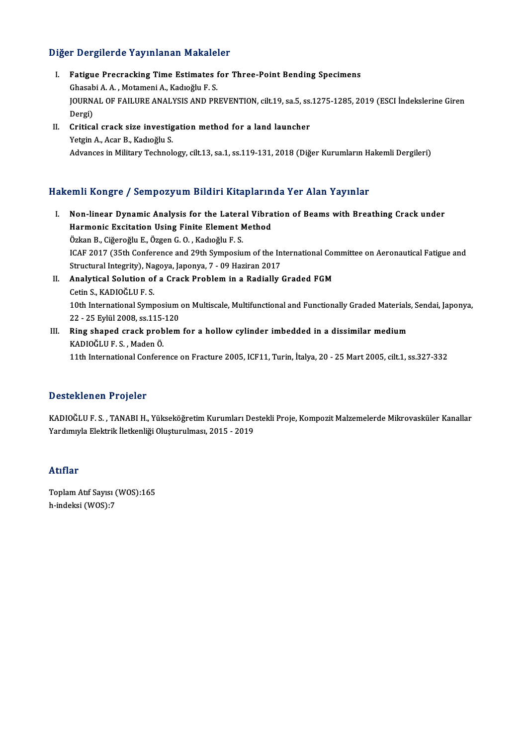## Diğer Dergilerde Yayınlanan Makaleler

I. **Fatigue Precracking Time Estimates for Three-Point Bending Specimens**
   Ghasabi A. A. , Motameni A., Kadıoğlu F. S.
   JOURNAL OF FAILURE ANALYSIS AND PREVENTION, cilt.19, sa.5, ss.1275-1285, 2019 (ESCI İndekslerine Giren Dergi)

II. **Critical crack size investigation method for a land launcher**
   Yetgin A., Acar B., Kadıoğlu S.
   Advances in Military Technology, cilt.13, sa.1, ss.119-131, 2018 (Diğer Kurumların Hakemli Dergileri)

## Hakemli Kongre / Sempozyum Bildiri Kitaplarında Yer Alan Yayınlar

I. **Non-linear Dynamic Analysis for the Lateral Vibration of Beams with Breathing Crack under Harmonic Excitation Using Finite Element Method**
   Özkan B., Ciğeroğlu E., Özgen G. O. , Kadıoğlu F. S.
   ICAF 2017 (35th Conference and 29th Symposium of the International Committee on Aeronautical Fatigue and Structural Integrity), Nagoya, Japonya, 7 - 09 Haziran 2017

II. **Analytical Solution of a Crack Problem in a Radially Graded FGM**
   Cetin S., KADIOĞLU F. S.
   10th International Symposium on Multiscale, Multifunctional and Functionally Graded Materials, Sendai, Japonya, 22 - 25 Eylül 2008, ss.115-120

III. **Ring shaped crack problem for a hollow cylinder imbedded in a dissimilar medium**
   KADIOĞLU F. S. , Maden Ö.
   11th International Conference on Fracture 2005, ICF11, Turin, İtalya, 20 - 25 Mart 2005, cilt.1, ss.327-332

## Desteklenen Projeler

KADIOĞLU F. S. , TANABI H., Yükseköğretim Kurumları Destekli Proje, Kompozit Malzemelerde Mikrovasküler Kanallar Yardımıyla Elektrik İletkenliği Oluşturulması, 2015 - 2019

## Atıflar

Toplam Atıf Sayısı (WOS):165
h-indeksi (WOS):7